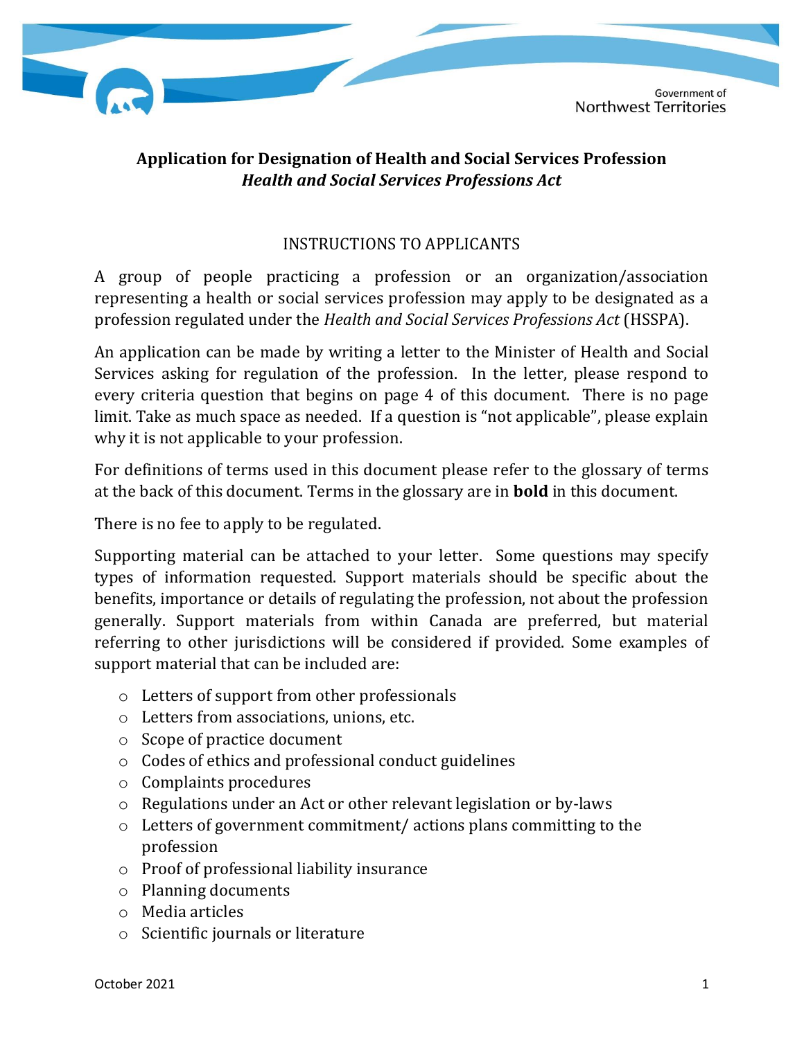# Application for Designation of Health and Social Services Profession
## *Health and Social Services Professions Act*

### INSTRUCTIONS TO APPLICANTS

A group of people practicing a profession or an organization/association representing a health or social services profession may apply to be designated as a profession regulated under the *Health and Social Services Professions Act* (HSSPA).

An application can be made by writing a letter to the Minister of Health and Social Services asking for regulation of the profession. In the letter, please respond to every criteria question that begins on page 4 of this document. There is no page limit. Take as much space as needed. If a question is "not applicable", please explain why it is not applicable to your profession.

For definitions of terms used in this document please refer to the glossary of terms at the back of this document. Terms in the glossary are in **bold** in this document.

There is no fee to apply to be regulated.

Supporting material can be attached to your letter. Some questions may specify types of information requested. Support materials should be specific about the benefits, importance or details of regulating the profession, not about the profession generally. Support materials from within Canada are preferred, but material referring to other jurisdictions will be considered if provided. Some examples of support material that can be included are:

- Letters of support from other professionals
- Letters from associations, unions, etc.
- Scope of practice document
- Codes of ethics and professional conduct guidelines
- Complaints procedures
- Regulations under an Act or other relevant legislation or by-laws
- Letters of government commitment/ actions plans committing to the profession
- Proof of professional liability insurance
- Planning documents
- Media articles
- Scientific journals or literature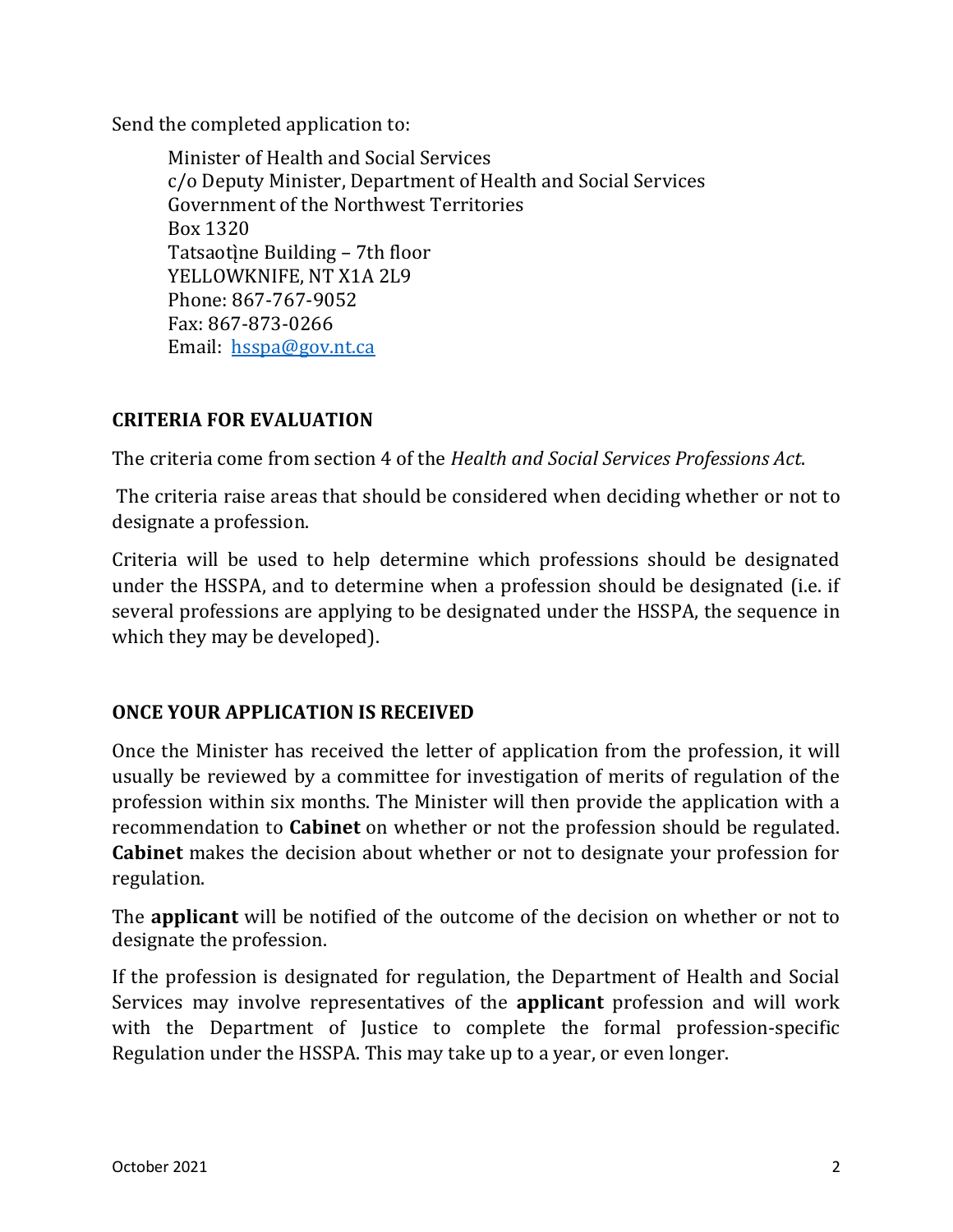Send the completed application to:

Minister of Health and Social Services  
c/o Deputy Minister, Department of Health and Social Services  
Government of the Northwest Territories  
Box 1320  
Tatsaotı̨ne Building – 7th floor  
YELLOWKNIFE, NT X1A 2L9  
Phone: 867-767-9052  
Fax: 867-873-0266  
Email: hsspa@gov.nt.ca

## CRITERIA FOR EVALUATION

The criteria come from section 4 of the *Health and Social Services Professions Act*.

The criteria raise areas that should be considered when deciding whether or not to designate a profession.

Criteria will be used to help determine which professions should be designated under the HSSPA, and to determine when a profession should be designated (i.e. if several professions are applying to be designated under the HSSPA, the sequence in which they may be developed).

## ONCE YOUR APPLICATION IS RECEIVED

Once the Minister has received the letter of application from the profession, it will usually be reviewed by a committee for investigation of merits of regulation of the profession within six months. The Minister will then provide the application with a recommendation to **Cabinet** on whether or not the profession should be regulated. **Cabinet** makes the decision about whether or not to designate your profession for regulation.

The **applicant** will be notified of the outcome of the decision on whether or not to designate the profession.

If the profession is designated for regulation, the Department of Health and Social Services may involve representatives of the **applicant** profession and will work with the Department of Justice to complete the formal profession-specific Regulation under the HSSPA. This may take up to a year, or even longer.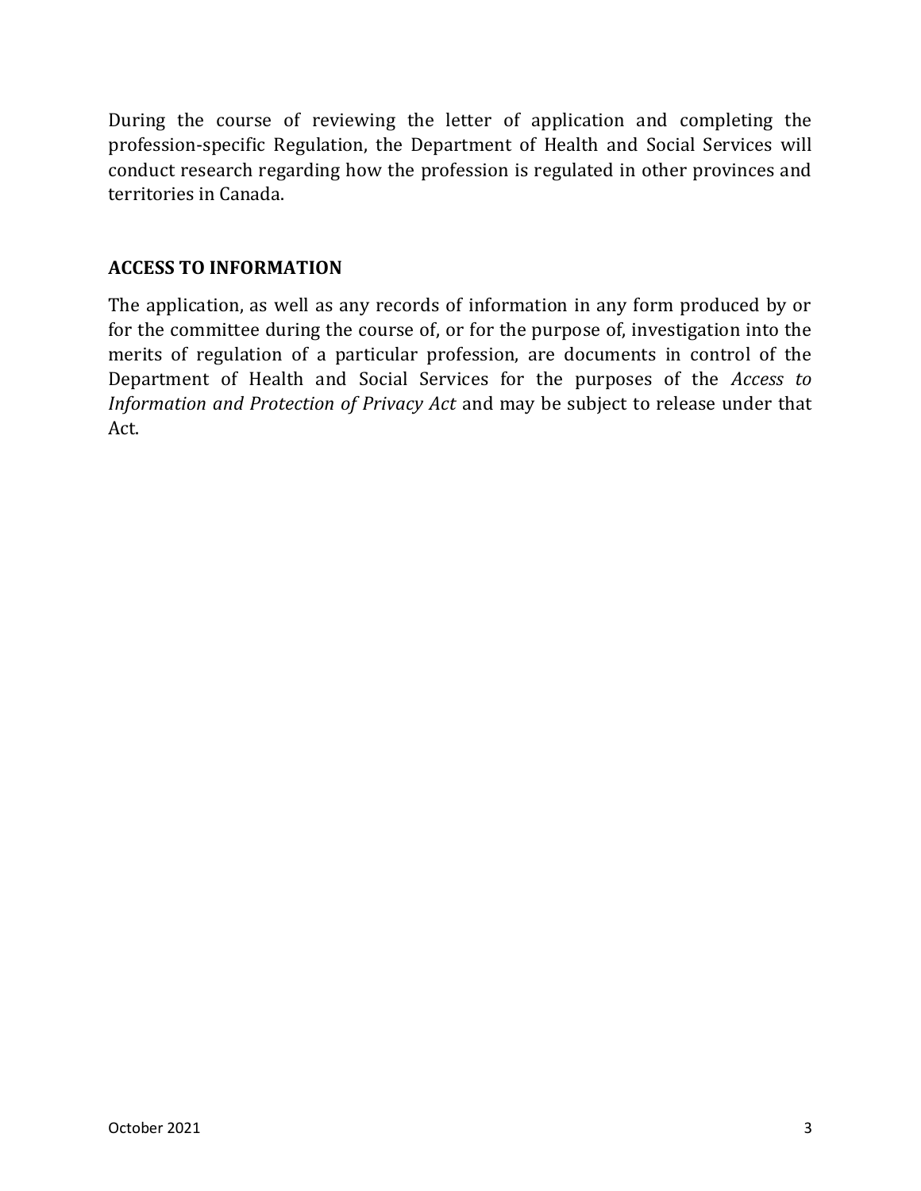During the course of reviewing the letter of application and completing the profession-specific Regulation, the Department of Health and Social Services will conduct research regarding how the profession is regulated in other provinces and territories in Canada.

## ACCESS TO INFORMATION

The application, as well as any records of information in any form produced by or for the committee during the course of, or for the purpose of, investigation into the merits of regulation of a particular profession, are documents in control of the Department of Health and Social Services for the purposes of the *Access to Information and Protection of Privacy Act* and may be subject to release under that Act.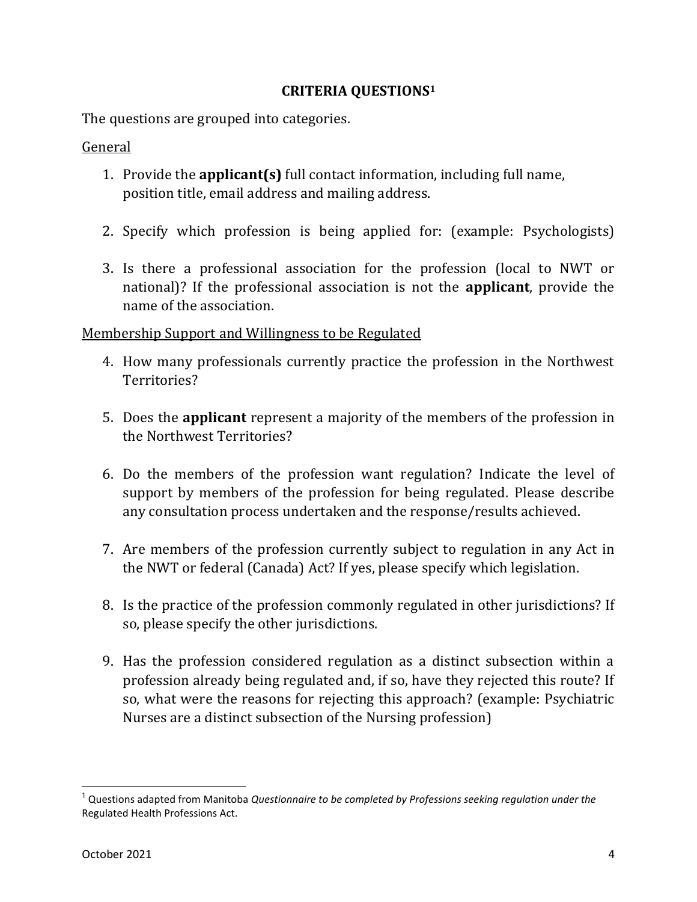## CRITERIA QUESTIONS[1]

The questions are grouped into categories.

General

1. Provide the **applicant(s)** full contact information, including full name, position title, email address and mailing address.

2. Specify which profession is being applied for: (example: Psychologists)

3. Is there a professional association for the profession (local to NWT or national)? If the professional association is not the **applicant**, provide the name of the association.

Membership Support and Willingness to be Regulated

4. How many professionals currently practice the profession in the Northwest Territories?

5. Does the **applicant** represent a majority of the members of the profession in the Northwest Territories?

6. Do the members of the profession want regulation? Indicate the level of support by members of the profession for being regulated. Please describe any consultation process undertaken and the response/results achieved.

7. Are members of the profession currently subject to regulation in any Act in the NWT or federal (Canada) Act? If yes, please specify which legislation.

8. Is the practice of the profession commonly regulated in other jurisdictions? If so, please specify the other jurisdictions.

9. Has the profession considered regulation as a distinct subsection within a profession already being regulated and, if so, have they rejected this route? If so, what were the reasons for rejecting this approach? (example: Psychiatric Nurses are a distinct subsection of the Nursing profession)

[1] Questions adapted from Manitoba *Questionnaire to be completed by Professions seeking regulation under the* Regulated Health Professions Act.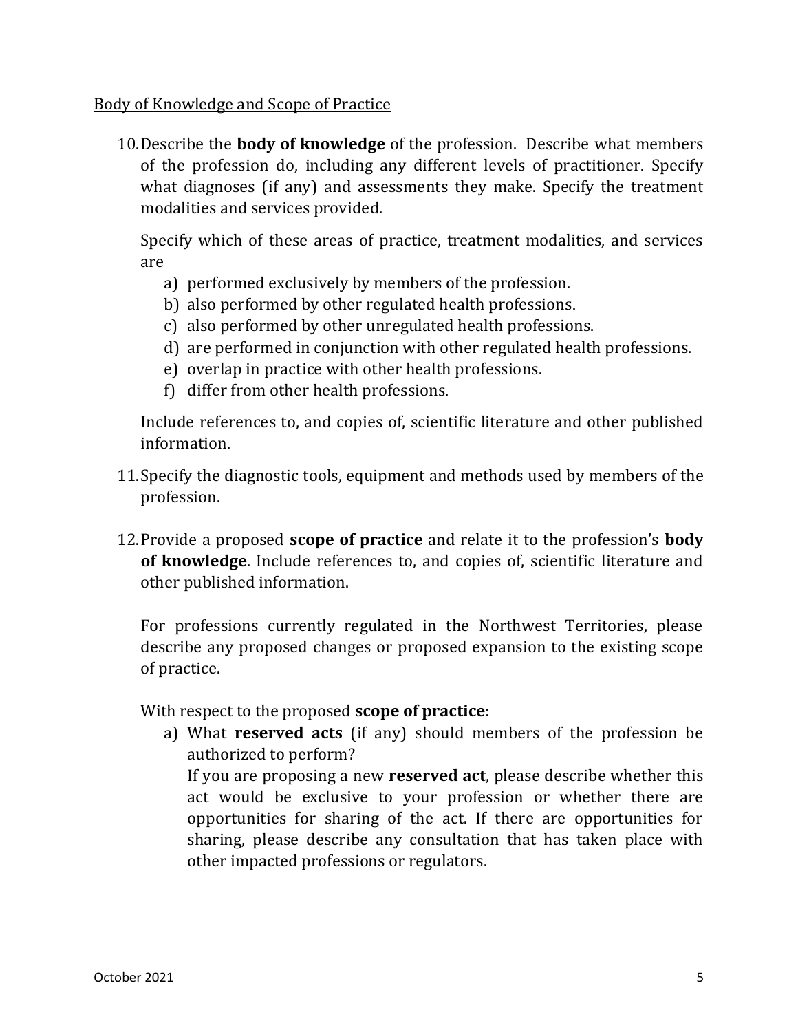<u>Body of Knowledge and Scope of Practice</u>

10. Describe the **body of knowledge** of the profession. Describe what members of the profession do, including any different levels of practitioner. Specify what diagnoses (if any) and assessments they make. Specify the treatment modalities and services provided.

    Specify which of these areas of practice, treatment modalities, and services are

    a) performed exclusively by members of the profession.
    b) also performed by other regulated health professions.
    c) also performed by other unregulated health professions.
    d) are performed in conjunction with other regulated health professions.
    e) overlap in practice with other health professions.
    f) differ from other health professions.

    Include references to, and copies of, scientific literature and other published information.

11. Specify the diagnostic tools, equipment and methods used by members of the profession.

12. Provide a proposed **scope of practice** and relate it to the profession's **body of knowledge**. Include references to, and copies of, scientific literature and other published information.

    For professions currently regulated in the Northwest Territories, please describe any proposed changes or proposed expansion to the existing scope of practice.

    With respect to the proposed **scope of practice**:

    a) What **reserved acts** (if any) should members of the profession be authorized to perform?
       If you are proposing a new **reserved act**, please describe whether this act would be exclusive to your profession or whether there are opportunities for sharing of the act. If there are opportunities for sharing, please describe any consultation that has taken place with other impacted professions or regulators.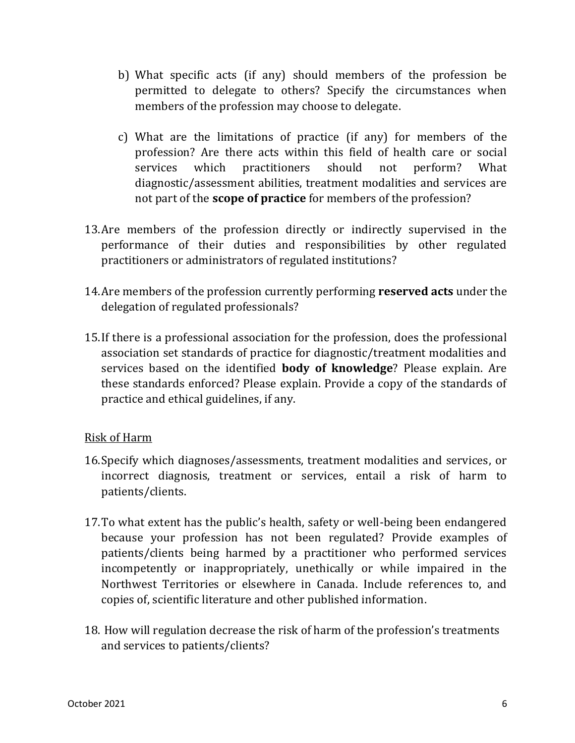b) What specific acts (if any) should members of the profession be permitted to delegate to others? Specify the circumstances when members of the profession may choose to delegate.

c) What are the limitations of practice (if any) for members of the profession? Are there acts within this field of health care or social services which practitioners should not perform? What diagnostic/assessment abilities, treatment modalities and services are not part of the **scope of practice** for members of the profession?

13. Are members of the profession directly or indirectly supervised in the performance of their duties and responsibilities by other regulated practitioners or administrators of regulated institutions?

14. Are members of the profession currently performing **reserved acts** under the delegation of regulated professionals?

15. If there is a professional association for the profession, does the professional association set standards of practice for diagnostic/treatment modalities and services based on the identified **body of knowledge**? Please explain. Are these standards enforced? Please explain. Provide a copy of the standards of practice and ethical guidelines, if any.

<u>Risk of Harm</u>

16. Specify which diagnoses/assessments, treatment modalities and services, or incorrect diagnosis, treatment or services, entail a risk of harm to patients/clients.

17. To what extent has the public's health, safety or well-being been endangered because your profession has not been regulated? Provide examples of patients/clients being harmed by a practitioner who performed services incompetently or inappropriately, unethically or while impaired in the Northwest Territories or elsewhere in Canada. Include references to, and copies of, scientific literature and other published information.

18. How will regulation decrease the risk of harm of the profession's treatments and services to patients/clients?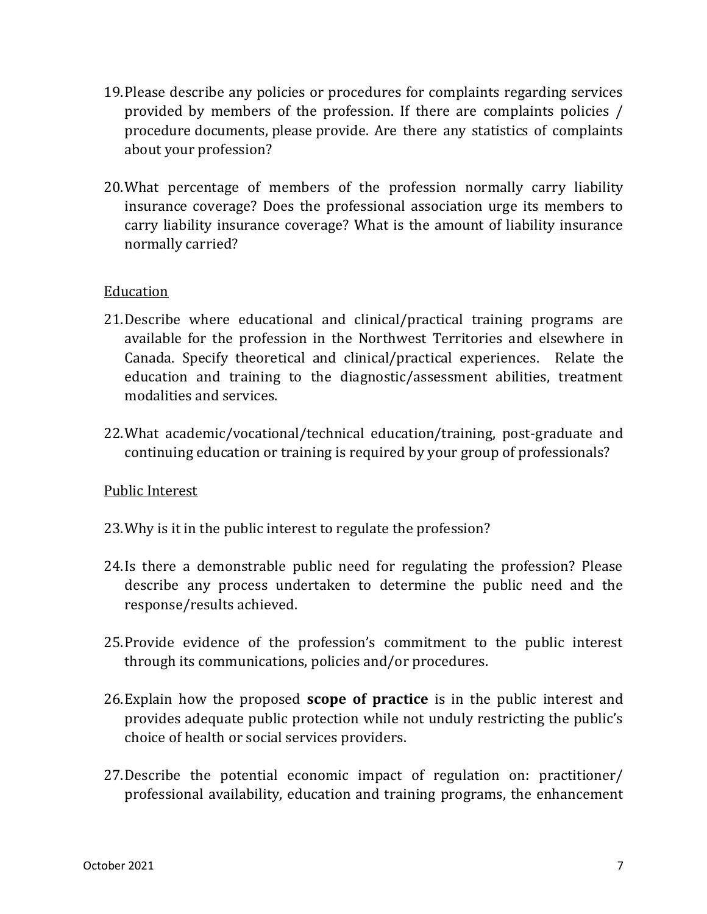19. Please describe any policies or procedures for complaints regarding services provided by members of the profession. If there are complaints policies / procedure documents, please provide. Are there any statistics of complaints about your profession?

20. What percentage of members of the profession normally carry liability insurance coverage? Does the professional association urge its members to carry liability insurance coverage? What is the amount of liability insurance normally carried?

<u>Education</u>

21. Describe where educational and clinical/practical training programs are available for the profession in the Northwest Territories and elsewhere in Canada. Specify theoretical and clinical/practical experiences. Relate the education and training to the diagnostic/assessment abilities, treatment modalities and services.

22. What academic/vocational/technical education/training, post-graduate and continuing education or training is required by your group of professionals?

<u>Public Interest</u>

23. Why is it in the public interest to regulate the profession?

24. Is there a demonstrable public need for regulating the profession? Please describe any process undertaken to determine the public need and the response/results achieved.

25. Provide evidence of the profession's commitment to the public interest through its communications, policies and/or procedures.

26. Explain how the proposed **scope of practice** is in the public interest and provides adequate public protection while not unduly restricting the public's choice of health or social services providers.

27. Describe the potential economic impact of regulation on: practitioner/ professional availability, education and training programs, the enhancement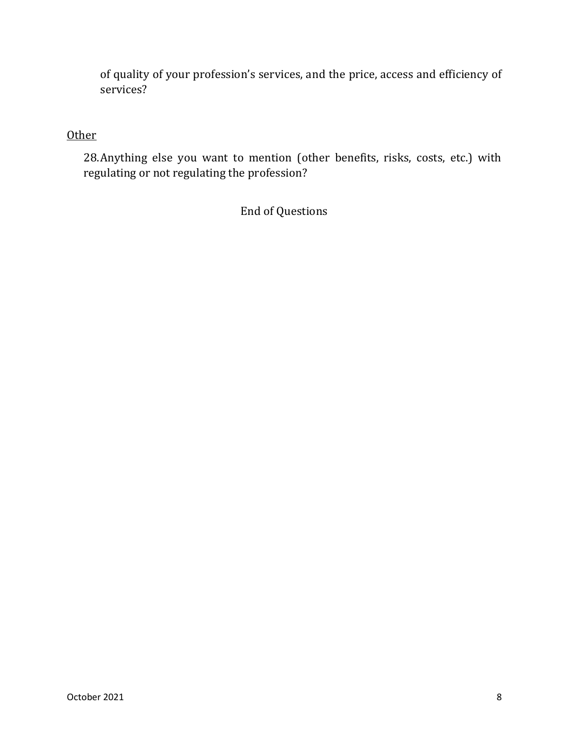of quality of your profession's services, and the price, access and efficiency of services?

Other

28. Anything else you want to mention (other benefits, risks, costs, etc.) with regulating or not regulating the profession?

End of Questions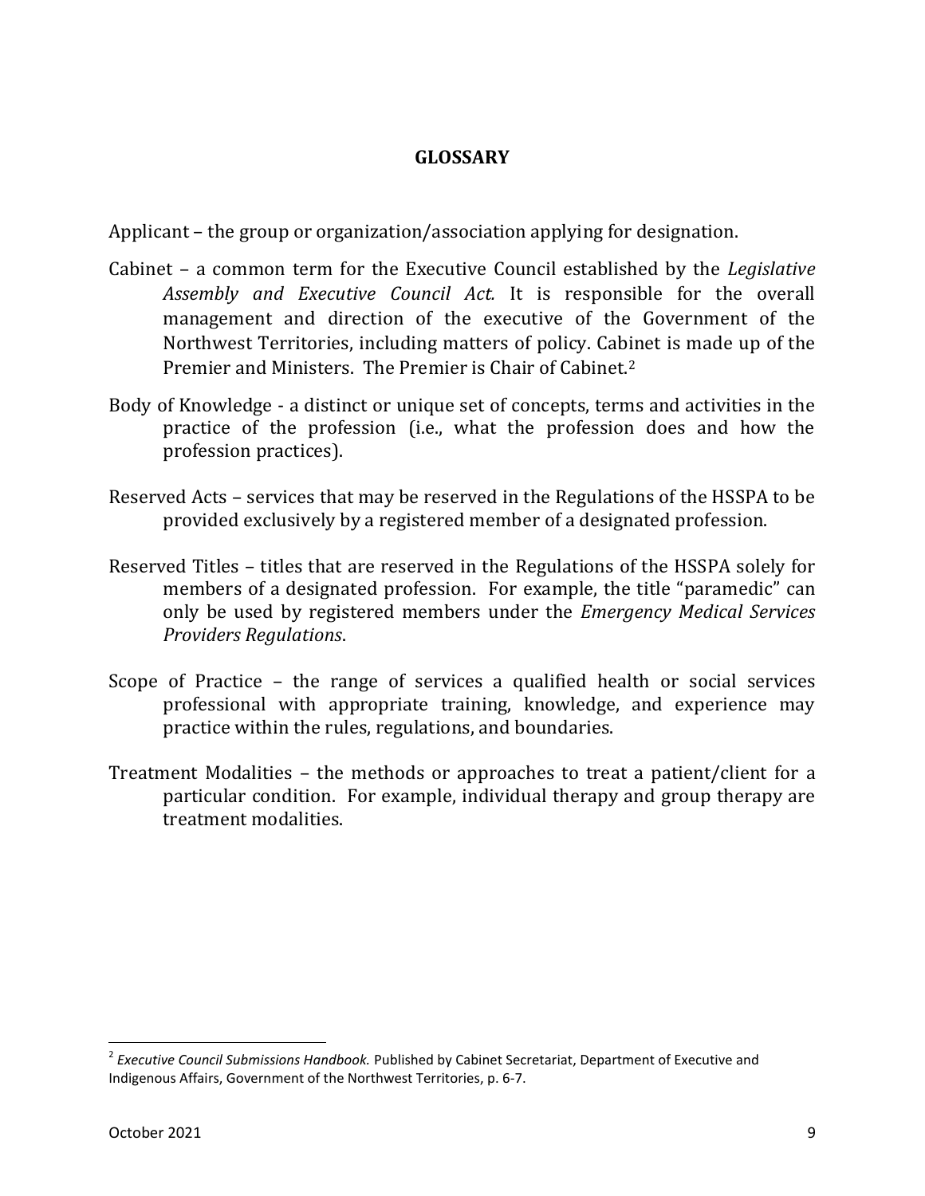# GLOSSARY

Applicant – the group or organization/association applying for designation.

Cabinet – a common term for the Executive Council established by the *Legislative Assembly and Executive Council Act.* It is responsible for the overall management and direction of the executive of the Government of the Northwest Territories, including matters of policy. Cabinet is made up of the Premier and Ministers. The Premier is Chair of Cabinet.[2]

Body of Knowledge - a distinct or unique set of concepts, terms and activities in the practice of the profession (i.e., what the profession does and how the profession practices).

Reserved Acts – services that may be reserved in the Regulations of the HSSPA to be provided exclusively by a registered member of a designated profession.

Reserved Titles – titles that are reserved in the Regulations of the HSSPA solely for members of a designated profession. For example, the title "paramedic" can only be used by registered members under the *Emergency Medical Services Providers Regulations*.

Scope of Practice – the range of services a qualified health or social services professional with appropriate training, knowledge, and experience may practice within the rules, regulations, and boundaries.

Treatment Modalities – the methods or approaches to treat a patient/client for a particular condition. For example, individual therapy and group therapy are treatment modalities.

---

[2] *Executive Council Submissions Handbook.* Published by Cabinet Secretariat, Department of Executive and Indigenous Affairs, Government of the Northwest Territories, p. 6-7.